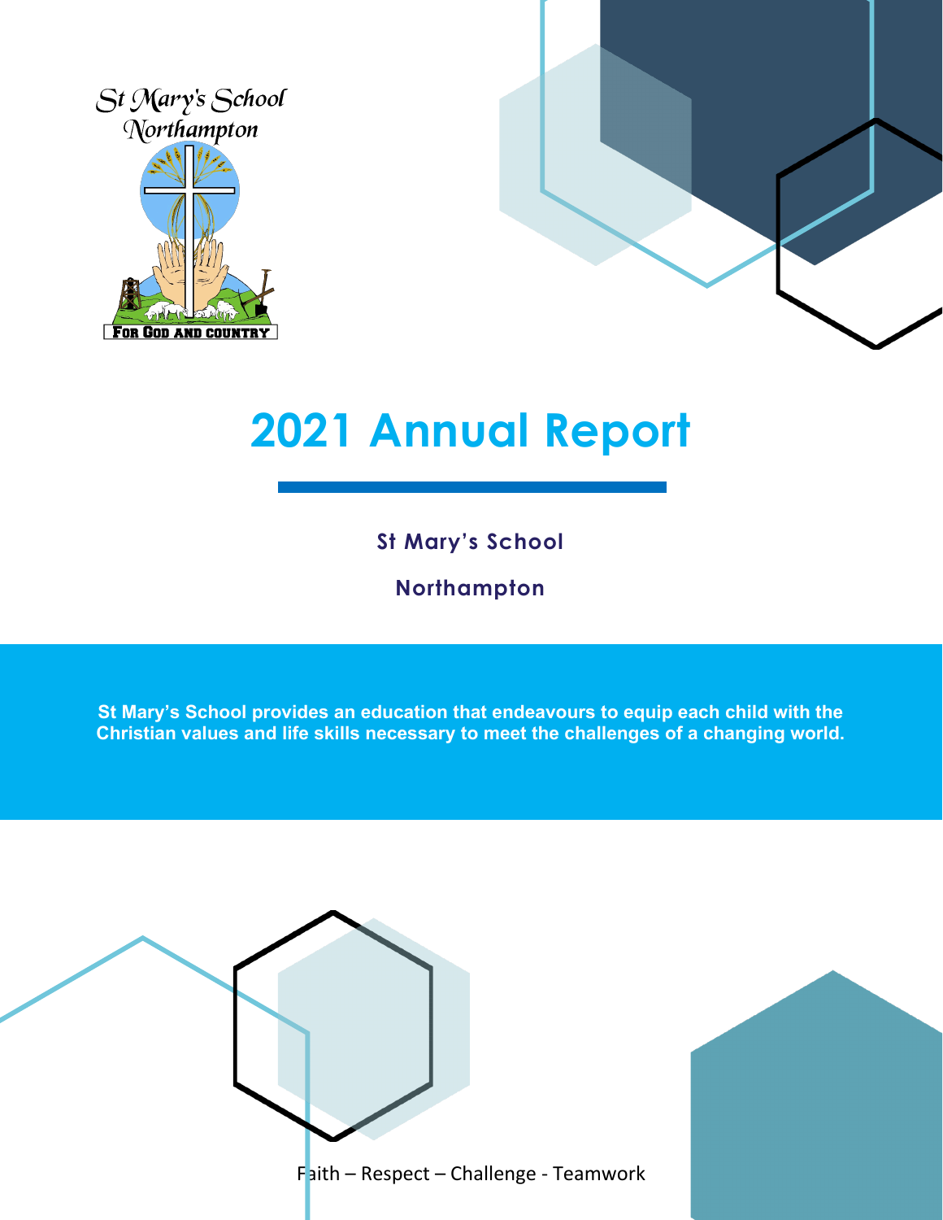St Mary's School
Northampton

FOR GOD AND COUNTRY

# 2021 Annual Report

**St Mary's School**

**Northampton**

**St Mary's School provides an education that endeavours to equip each child with the Christian values and life skills necessary to meet the challenges of a changing world.**

Faith – Respect – Challenge - Teamwork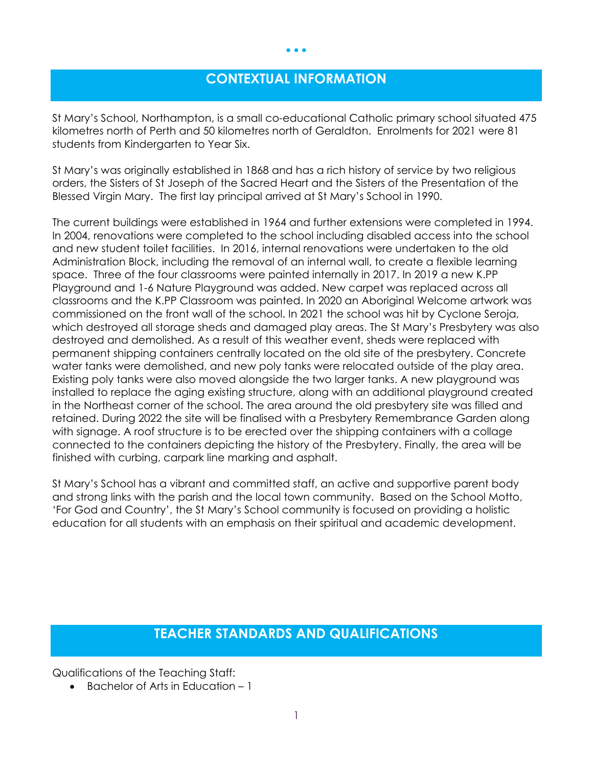## CONTEXTUAL INFORMATION

St Mary's School, Northampton, is a small co-educational Catholic primary school situated 475 kilometres north of Perth and 50 kilometres north of Geraldton. Enrolments for 2021 were 81 students from Kindergarten to Year Six.

St Mary's was originally established in 1868 and has a rich history of service by two religious orders, the Sisters of St Joseph of the Sacred Heart and the Sisters of the Presentation of the Blessed Virgin Mary. The first lay principal arrived at St Mary's School in 1990.

The current buildings were established in 1964 and further extensions were completed in 1994. In 2004, renovations were completed to the school including disabled access into the school and new student toilet facilities. In 2016, internal renovations were undertaken to the old Administration Block, including the removal of an internal wall, to create a flexible learning space. Three of the four classrooms were painted internally in 2017. In 2019 a new K.PP Playground and 1-6 Nature Playground was added. New carpet was replaced across all classrooms and the K.PP Classroom was painted. In 2020 an Aboriginal Welcome artwork was commissioned on the front wall of the school. In 2021 the school was hit by Cyclone Seroja, which destroyed all storage sheds and damaged play areas. The St Mary's Presbytery was also destroyed and demolished. As a result of this weather event, sheds were replaced with permanent shipping containers centrally located on the old site of the presbytery. Concrete water tanks were demolished, and new poly tanks were relocated outside of the play area. Existing poly tanks were also moved alongside the two larger tanks. A new playground was installed to replace the aging existing structure, along with an additional playground created in the Northeast corner of the school. The area around the old presbytery site was filled and retained. During 2022 the site will be finalised with a Presbytery Remembrance Garden along with signage. A roof structure is to be erected over the shipping containers with a collage connected to the containers depicting the history of the Presbytery. Finally, the area will be finished with curbing, carpark line marking and asphalt.

St Mary's School has a vibrant and committed staff, an active and supportive parent body and strong links with the parish and the local town community. Based on the School Motto, 'For God and Country', the St Mary's School community is focused on providing a holistic education for all students with an emphasis on their spiritual and academic development.

## TEACHER STANDARDS AND QUALIFICATIONS

Qualifications of the Teaching Staff:

- Bachelor of Arts in Education – 1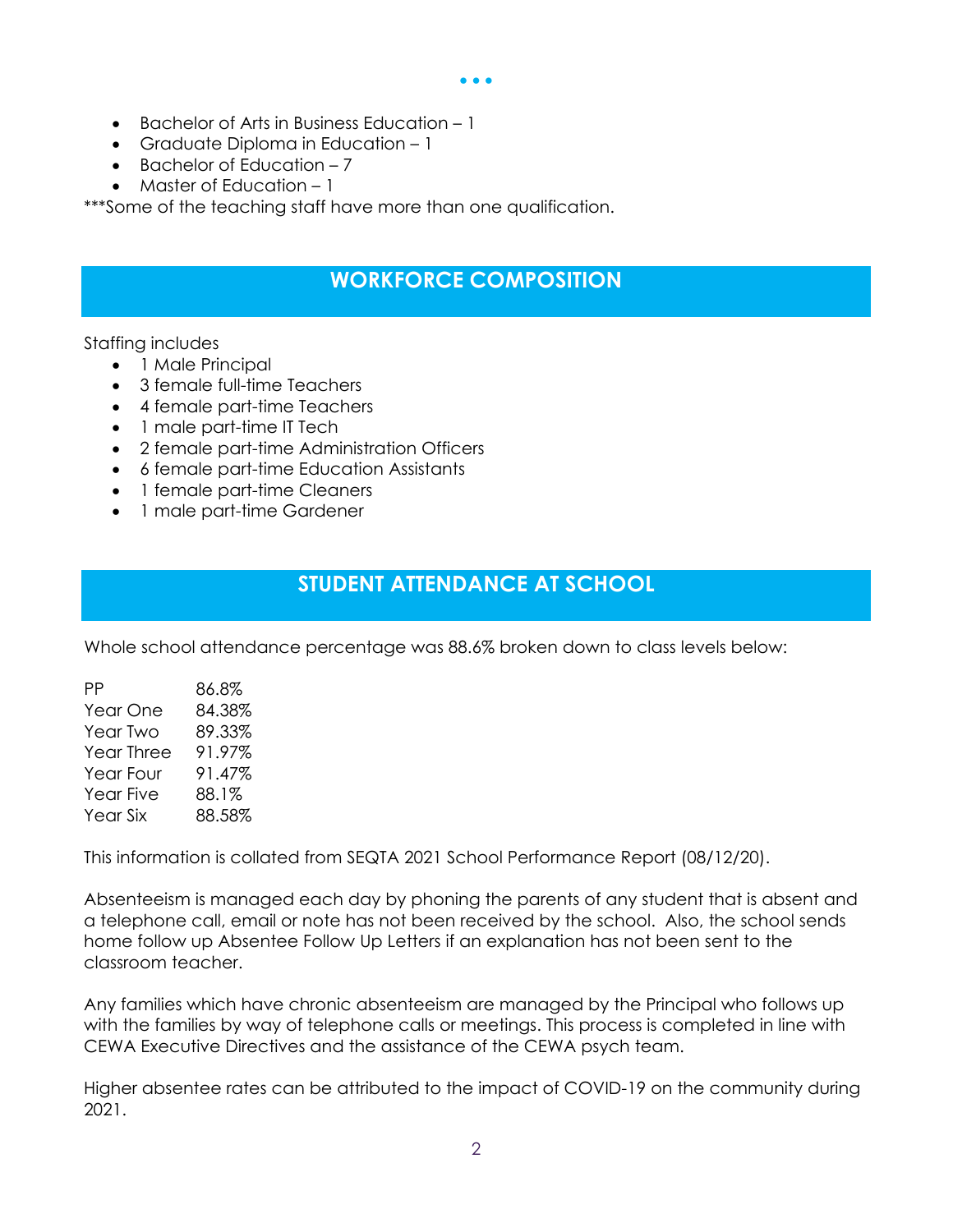- Bachelor of Arts in Business Education – 1
- Graduate Diploma in Education – 1
- Bachelor of Education – 7
- Master of Education – 1

***Some of the teaching staff have more than one qualification.

## WORKFORCE COMPOSITION

Staffing includes

- 1 Male Principal
- 3 female full-time Teachers
- 4 female part-time Teachers
- 1 male part-time IT Tech
- 2 female part-time Administration Officers
- 6 female part-time Education Assistants
- 1 female part-time Cleaners
- 1 male part-time Gardener

## STUDENT ATTENDANCE AT SCHOOL

Whole school attendance percentage was 88.6% broken down to class levels below:

| | |
|---|---|
| PP | 86.8% |
| Year One | 84.38% |
| Year Two | 89.33% |
| Year Three | 91.97% |
| Year Four | 91.47% |
| Year Five | 88.1% |
| Year Six | 88.58% |

This information is collated from SEQTA 2021 School Performance Report (08/12/20).

Absenteeism is managed each day by phoning the parents of any student that is absent and a telephone call, email or note has not been received by the school. Also, the school sends home follow up Absentee Follow Up Letters if an explanation has not been sent to the classroom teacher.

Any families which have chronic absenteeism are managed by the Principal who follows up with the families by way of telephone calls or meetings. This process is completed in line with CEWA Executive Directives and the assistance of the CEWA psych team.

Higher absentee rates can be attributed to the impact of COVID-19 on the community during 2021.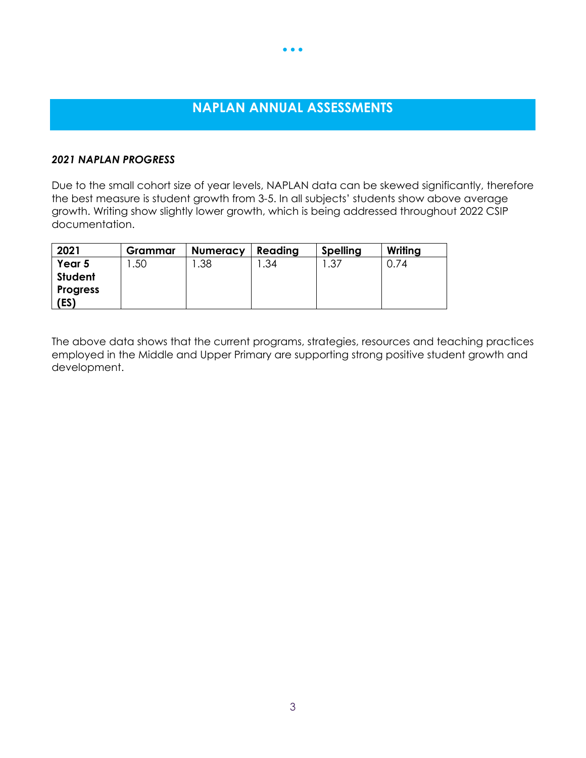## NAPLAN ANNUAL ASSESSMENTS

***2021 NAPLAN PROGRESS***

Due to the small cohort size of year levels, NAPLAN data can be skewed significantly, therefore the best measure is student growth from 3-5. In all subjects' students show above average growth. Writing show slightly lower growth, which is being addressed throughout 2022 CSIP documentation.

| 2021 | Grammar | Numeracy | Reading | Spelling | Writing |
|---|---|---|---|---|---|
| **Year 5 Student Progress (ES)** | 1.50 | 1.38 | 1.34 | 1.37 | 0.74 |

The above data shows that the current programs, strategies, resources and teaching practices employed in the Middle and Upper Primary are supporting strong positive student growth and development.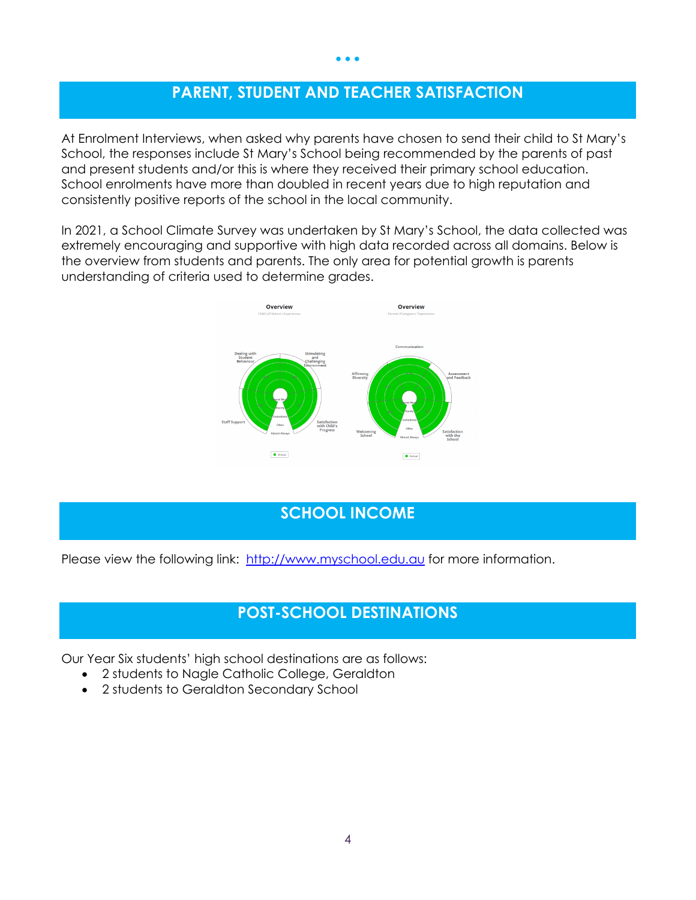## PARENT, STUDENT AND TEACHER SATISFACTION

At Enrolment Interviews, when asked why parents have chosen to send their child to St Mary's School, the responses include St Mary's School being recommended by the parents of past and present students and/or this is where they received their primary school education. School enrolments have more than doubled in recent years due to high reputation and consistently positive reports of the school in the local community.

In 2021, a School Climate Survey was undertaken by St Mary's School, the data collected was extremely encouraging and supportive with high data recorded across all domains. Below is the overview from students and parents. The only area for potential growth is parents understanding of criteria used to determine grades.

## SCHOOL INCOME

Please view the following link: [http://www.myschool.edu.au](http://www.myschool.edu.au) for more information.

## POST-SCHOOL DESTINATIONS

Our Year Six students' high school destinations are as follows:

- 2 students to Nagle Catholic College, Geraldton
- 2 students to Geraldton Secondary School